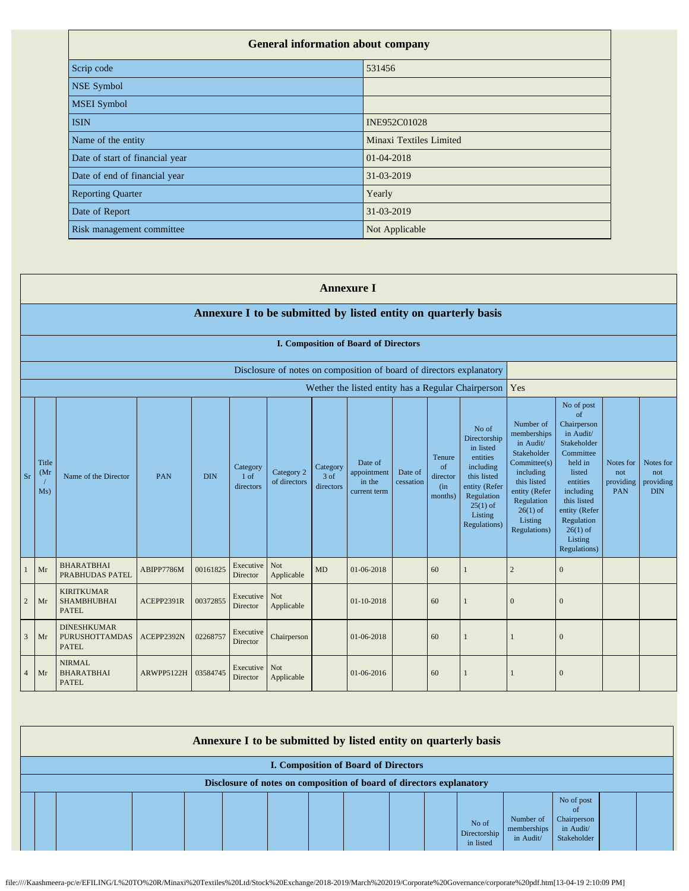| General information about company | |
|---|---|
| Scrip code | 531456 |
| NSE Symbol | |
| MSEI Symbol | |
| ISIN | INE952C01028 |
| Name of the entity | Minaxi Textiles Limited |
| Date of start of financial year | 01-04-2018 |
| Date of end of financial year | 31-03-2019 |
| Reporting Quarter | Yearly |
| Date of Report | 31-03-2019 |
| Risk management committee | Not Applicable |

## Annexure I

### Annexure I to be submitted by listed entity on quarterly basis

#### I. Composition of Board of Directors

Disclosure of notes on composition of board of directors explanatory

Wether the listed entity has a Regular Chairperson: Yes

| Sr | Title (Mr / Ms) | Name of the Director | PAN | DIN | Category 1 of directors | Category 2 of directors | Category 3 of directors | Date of appointment in the current term | Date of cessation | Tenure of director (in months) | No of Directorship in listed entities including this listed entity (Refer Regulation 25(1) of Listing Regulations) | Number of memberships in Audit/ Stakeholder Committee(s) including this listed entity (Refer Regulation 26(1) of Listing Regulations) | No of post of Chairperson in Audit/ Stakeholder Committee held in listed entities including this listed entity (Refer Regulation 26(1) of Listing Regulations) | Notes for not providing PAN | Notes for not providing DIN |
|---|---|---|---|---|---|---|---|---|---|---|---|---|---|---|---|
| 1 | Mr | BHARATBHAI PRABHUDAS PATEL | ABIPP7786M | 00161825 | Executive Director | Not Applicable | MD | 01-06-2018 | | 60 | 1 | 2 | 0 | | |
| 2 | Mr | KIRITKUMAR SHAMBHUBHAI PATEL | ACEPP2391R | 00372855 | Executive Director | Not Applicable | | 01-10-2018 | | 60 | 1 | 0 | 0 | | |
| 3 | Mr | DINESHKUMAR PURUSHOTTAMDAS PATEL | ACEPP2392N | 02268757 | Executive Director | Chairperson | | 01-06-2018 | | 60 | 1 | 1 | 0 | | |
| 4 | Mr | NIRMAL BHARATBHAI PATEL | ARWPP5122H | 03584745 | Executive Director | Not Applicable | | 01-06-2016 | | 60 | 1 | 1 | 0 | | |

### Annexure I to be submitted by listed entity on quarterly basis

#### I. Composition of Board of Directors

Disclosure of notes on composition of board of directors explanatory

| | | | | | | | | | | | No of Directorship in listed | Number of memberships in Audit/ | No of post of Chairperson in Audit/ Stakeholder | | |
|---|---|---|---|---|---|---|---|---|---|---|---|---|---|---|---|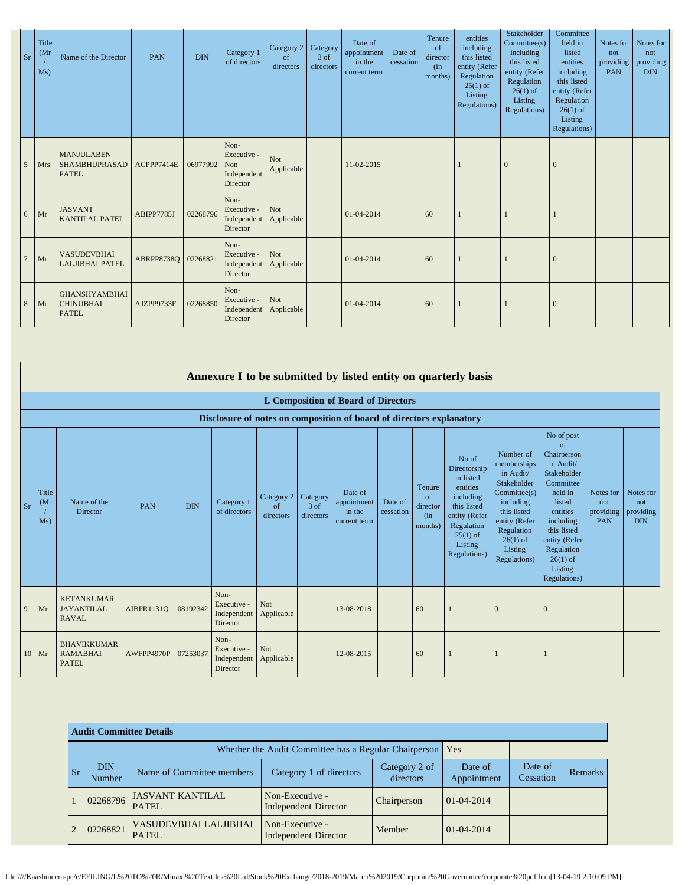| Sr | Title (Mr / Ms) | Name of the Director | PAN | DIN | Category 1 of directors | Category 2 of directors | Category 3 of directors | Date of appointment in the current term | Date of cessation | Tenure of director (in months) | entities including this listed entity (Refer Regulation 25(1) of Listing Regulations) | Stakeholder Committee(s) including this listed entity (Refer Regulation 26(1) of Listing Regulations) | Committee held in listed entities including this listed entity (Refer Regulation 26(1) of Listing Regulations) | Notes for not providing PAN | Notes for not providing DIN |
|---|---|---|---|---|---|---|---|---|---|---|---|---|---|---|---|
| 5 | Mrs | MANJULABEN SHAMBHUPRASAD PATEL | ACPPP7414E | 06977992 | Non-Executive - Non Independent Director | Not Applicable | | 11-02-2015 | | | 1 | 0 | 0 | | |
| 6 | Mr | JASVANT KANTILAL PATEL | ABIPP7785J | 02268796 | Non-Executive - Independent Director | Not Applicable | | 01-04-2014 | | 60 | 1 | 1 | 1 | | |
| 7 | Mr | VASUDEVBHAI LALJIBHAI PATEL | ABRPP8738Q | 02268821 | Non-Executive - Independent Director | Not Applicable | | 01-04-2014 | | 60 | 1 | 1 | 0 | | |
| 8 | Mr | GHANSHYAMBHAI CHINUBHAI PATEL | AJZPP9733F | 02268850 | Non-Executive - Independent Director | Not Applicable | | 01-04-2014 | | 60 | 1 | 1 | 0 | | |

## Annexure I to be submitted by listed entity on quarterly basis

### I. Composition of Board of Directors

**Disclosure of notes on composition of board of directors explanatory**

| Sr | Title (Mr / Ms) | Name of the Director | PAN | DIN | Category 1 of directors | Category 2 of directors | Category 3 of directors | Date of appointment in the current term | Date of cessation | Tenure of director (in months) | No of Directorship in listed entities including this listed entity (Refer Regulation 25(1) of Listing Regulations) | Number of memberships in Audit/ Stakeholder Committee(s) including this listed entity (Refer Regulation 26(1) of Listing Regulations) | No of post of Chairperson in Audit/ Stakeholder Committee held in listed entities including this listed entity (Refer Regulation 26(1) of Listing Regulations) | Notes for not providing PAN | Notes for not providing DIN |
|---|---|---|---|---|---|---|---|---|---|---|---|---|---|---|---|
| 9 | Mr | KETANKUMAR JAYANTILAL RAVAL | AIBPR1131Q | 08192342 | Non-Executive - Independent Director | Not Applicable | | 13-08-2018 | | 60 | 1 | 0 | 0 | | |
| 10 | Mr | BHAVIKKUMAR RAMABHAI PATEL | AWFPP4970P | 07253037 | Non-Executive - Independent Director | Not Applicable | | 12-08-2015 | | 60 | 1 | 1 | 1 | | |

**Audit Committee Details**

Whether the Audit Committee has a Regular Chairperson: Yes

| Sr | DIN Number | Name of Committee members | Category 1 of directors | Category 2 of directors | Date of Appointment | Date of Cessation | Remarks |
|---|---|---|---|---|---|---|---|
| 1 | 02268796 | JASVANT KANTILAL PATEL | Non-Executive - Independent Director | Chairperson | 01-04-2014 | | |
| 2 | 02268821 | VASUDEVBHAI LALJIBHAI PATEL | Non-Executive - Independent Director | Member | 01-04-2014 | | |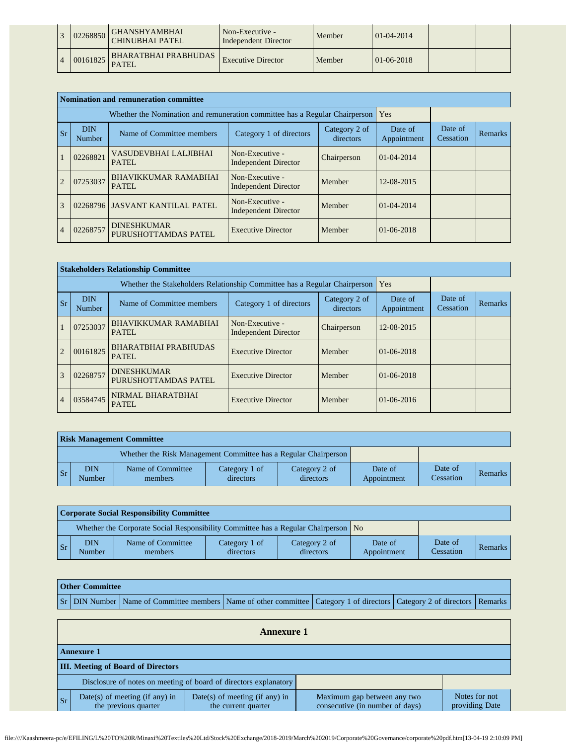| 3 | 02268850 | GHANSHYAMBHAI CHINUBHAI PATEL | Non-Executive - Independent Director | Member | 01-04-2014 | | |
|---|---|---|---|---|---|---|---|
| 4 | 00161825 | BHARATBHAI PRABHUDAS PATEL | Executive Director | Member | 01-06-2018 | | |

| **Nomination and remuneration committee** | | | | | | | |
|---|---|---|---|---|---|---|---|
| Whether the Nomination and remuneration committee has a Regular Chairperson | | | | | Yes | | |
| Sr | DIN Number | Name of Committee members | Category 1 of directors | Category 2 of directors | Date of Appointment | Date of Cessation | Remarks |
| 1 | 02268821 | VASUDEVBHAI LALJIBHAI PATEL | Non-Executive - Independent Director | Chairperson | 01-04-2014 | | |
| 2 | 07253037 | BHAVIKKUMAR RAMABHAI PATEL | Non-Executive - Independent Director | Member | 12-08-2015 | | |
| 3 | 02268796 | JASVANT KANTILAL PATEL | Non-Executive - Independent Director | Member | 01-04-2014 | | |
| 4 | 02268757 | DINESHKUMAR PURUSHOTTAMDAS PATEL | Executive Director | Member | 01-06-2018 | | |

| **Stakeholders Relationship Committee** | | | | | | | |
|---|---|---|---|---|---|---|---|
| Whether the Stakeholders Relationship Committee has a Regular Chairperson | | | | | Yes | | |
| Sr | DIN Number | Name of Committee members | Category 1 of directors | Category 2 of directors | Date of Appointment | Date of Cessation | Remarks |
| 1 | 07253037 | BHAVIKKUMAR RAMABHAI PATEL | Non-Executive - Independent Director | Chairperson | 12-08-2015 | | |
| 2 | 00161825 | BHARATBHAI PRABHUDAS PATEL | Executive Director | Member | 01-06-2018 | | |
| 3 | 02268757 | DINESHKUMAR PURUSHOTTAMDAS PATEL | Executive Director | Member | 01-06-2018 | | |
| 4 | 03584745 | NIRMAL BHARATBHAI PATEL | Executive Director | Member | 01-06-2016 | | |

| **Risk Management Committee** | | | | | | | |
|---|---|---|---|---|---|---|---|
| Whether the Risk Management Committee has a Regular Chairperson | | | | | | | |
| Sr | DIN Number | Name of Committee members | Category 1 of directors | Category 2 of directors | Date of Appointment | Date of Cessation | Remarks |

| **Corporate Social Responsibility Committee** | | | | | | | |
|---|---|---|---|---|---|---|---|
| Whether the Corporate Social Responsibility Committee has a Regular Chairperson | | | | | No | | |
| Sr | DIN Number | Name of Committee members | Category 1 of directors | Category 2 of directors | Date of Appointment | Date of Cessation | Remarks |

| **Other Committee** | | | | | | |
|---|---|---|---|---|---|---|
| Sr | DIN Number | Name of Committee members | Name of other committee | Category 1 of directors | Category 2 of directors | Remarks |

## Annexure 1

| **Annexure 1** | | | | |
|---|---|---|---|---|
| **III. Meeting of Board of Directors** | | | | |
| Disclosure of notes on meeting of board of directors explanatory | | | | |
| Sr | Date(s) of meeting (if any) in the previous quarter | Date(s) of meeting (if any) in the current quarter | Maximum gap between any two consecutive (in number of days) | Notes for not providing Date |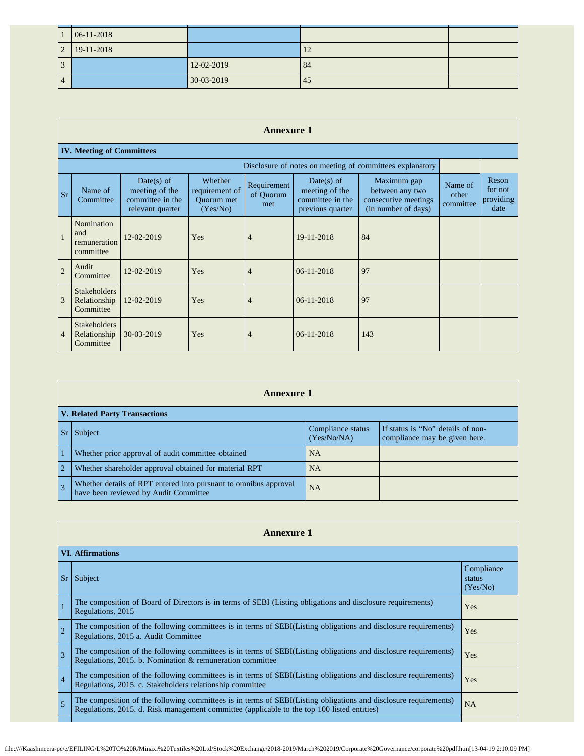| | | | | |
|---|---|---|---|---|
| 1 | 06-11-2018 | | | |
| 2 | 19-11-2018 | | 12 | |
| 3 | | 12-02-2019 | 84 | |
| 4 | | 30-03-2019 | 45 | |

## Annexure 1

### IV. Meeting of Committees

| | | | | | | | | |
|---|---|---|---|---|---|---|---|---|
| | | | | | Disclosure of notes on meeting of committees explanatory | | | |
| Sr | Name of Committee | Date(s) of meeting of the committee in the relevant quarter | Whether requirement of Quorum met (Yes/No) | Requirement of Quorum met | Date(s) of meeting of the committee in the previous quarter | Maximum gap between any two consecutive meetings (in number of days) | Name of other committee | Reson for not providing date |
| 1 | Nomination and remuneration committee | 12-02-2019 | Yes | 4 | 19-11-2018 | 84 | | |
| 2 | Audit Committee | 12-02-2019 | Yes | 4 | 06-11-2018 | 97 | | |
| 3 | Stakeholders Relationship Committee | 12-02-2019 | Yes | 4 | 06-11-2018 | 97 | | |
| 4 | Stakeholders Relationship Committee | 30-03-2019 | Yes | 4 | 06-11-2018 | 143 | | |

## Annexure 1

### V. Related Party Transactions

| Sr | Subject | Compliance status (Yes/No/NA) | If status is "No" details of non-compliance may be given here. |
|---|---|---|---|
| 1 | Whether prior approval of audit committee obtained | NA | |
| 2 | Whether shareholder approval obtained for material RPT | NA | |
| 3 | Whether details of RPT entered into pursuant to omnibus approval have been reviewed by Audit Committee | NA | |

## Annexure 1

### VI. Affirmations

| Sr | Subject | Compliance status (Yes/No) |
|---|---|---|
| 1 | The composition of Board of Directors is in terms of SEBI (Listing obligations and disclosure requirements) Regulations, 2015 | Yes |
| 2 | The composition of the following committees is in terms of SEBI(Listing obligations and disclosure requirements) Regulations, 2015 a. Audit Committee | Yes |
| 3 | The composition of the following committees is in terms of SEBI(Listing obligations and disclosure requirements) Regulations, 2015. b. Nomination & remuneration committee | Yes |
| 4 | The composition of the following committees is in terms of SEBI(Listing obligations and disclosure requirements) Regulations, 2015. c. Stakeholders relationship committee | Yes |
| 5 | The composition of the following committees is in terms of SEBI(Listing obligations and disclosure requirements) Regulations, 2015. d. Risk management committee (applicable to the top 100 listed entities) | NA |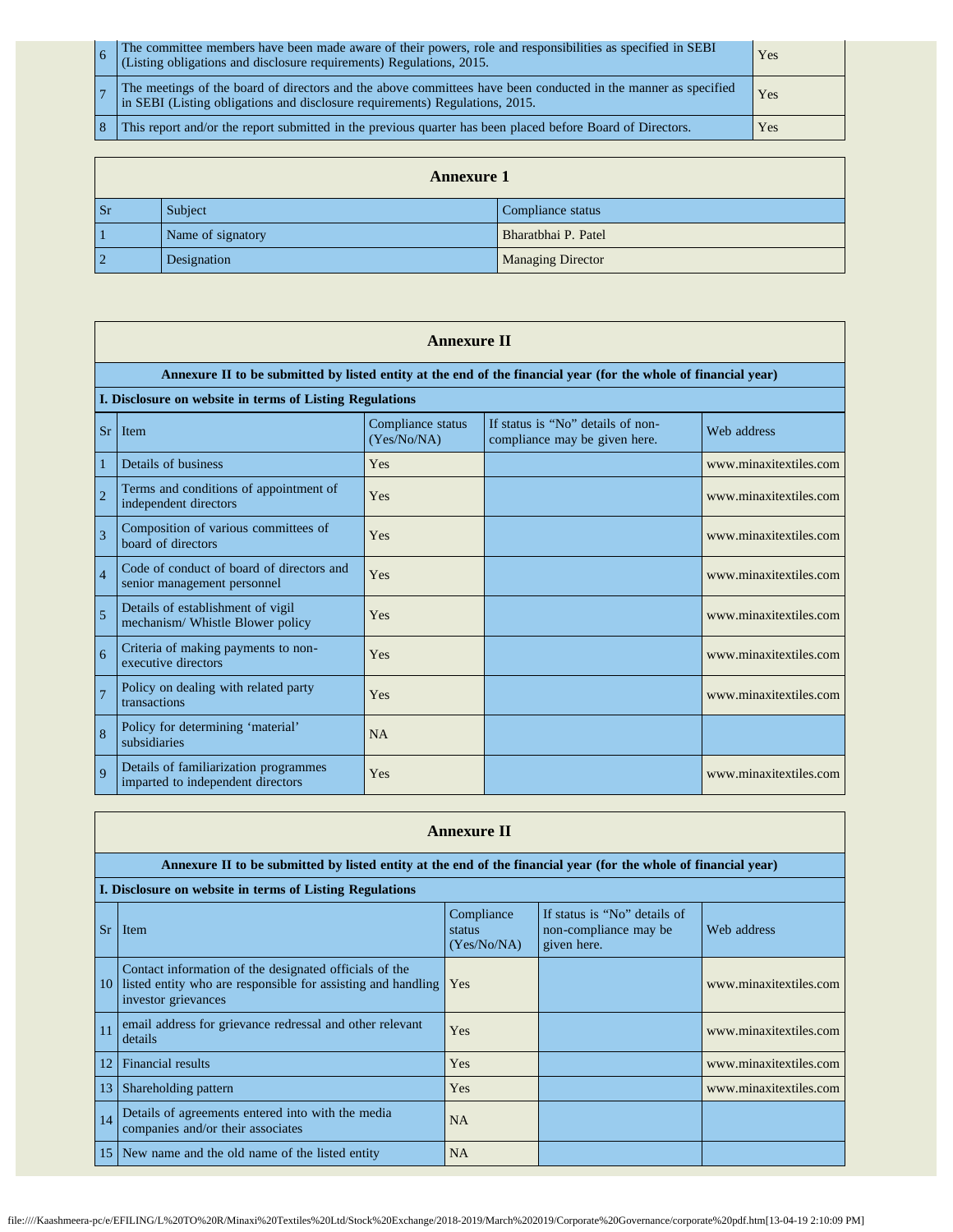| | | |
|---|---|---|
| 6 | The committee members have been made aware of their powers, role and responsibilities as specified in SEBI (Listing obligations and disclosure requirements) Regulations, 2015. | Yes |
| 7 | The meetings of the board of directors and the above committees have been conducted in the manner as specified in SEBI (Listing obligations and disclosure requirements) Regulations, 2015. | Yes |
| 8 | This report and/or the report submitted in the previous quarter has been placed before Board of Directors. | Yes |

**Annexure 1**

| Sr | Subject | Compliance status |
|---|---|---|
| 1 | Name of signatory | Bharatbhai P. Patel |
| 2 | Designation | Managing Director |

**Annexure II**

**Annexure II to be submitted by listed entity at the end of the financial year (for the whole of financial year)**

**I. Disclosure on website in terms of Listing Regulations**

| Sr | Item | Compliance status (Yes/No/NA) | If status is "No" details of non-compliance may be given here. | Web address |
|---|---|---|---|---|
| 1 | Details of business | Yes | | www.minaxitextiles.com |
| 2 | Terms and conditions of appointment of independent directors | Yes | | www.minaxitextiles.com |
| 3 | Composition of various committees of board of directors | Yes | | www.minaxitextiles.com |
| 4 | Code of conduct of board of directors and senior management personnel | Yes | | www.minaxitextiles.com |
| 5 | Details of establishment of vigil mechanism/ Whistle Blower policy | Yes | | www.minaxitextiles.com |
| 6 | Criteria of making payments to non-executive directors | Yes | | www.minaxitextiles.com |
| 7 | Policy on dealing with related party transactions | Yes | | www.minaxitextiles.com |
| 8 | Policy for determining 'material' subsidiaries | NA | | |
| 9 | Details of familiarization programmes imparted to independent directors | Yes | | www.minaxitextiles.com |

**Annexure II**

**Annexure II to be submitted by listed entity at the end of the financial year (for the whole of financial year)**

**I. Disclosure on website in terms of Listing Regulations**

| Sr | Item | Compliance status (Yes/No/NA) | If status is "No" details of non-compliance may be given here. | Web address |
|---|---|---|---|---|
| 10 | Contact information of the designated officials of the listed entity who are responsible for assisting and handling investor grievances | Yes | | www.minaxitextiles.com |
| 11 | email address for grievance redressal and other relevant details | Yes | | www.minaxitextiles.com |
| 12 | Financial results | Yes | | www.minaxitextiles.com |
| 13 | Shareholding pattern | Yes | | www.minaxitextiles.com |
| 14 | Details of agreements entered into with the media companies and/or their associates | NA | | |
| 15 | New name and the old name of the listed entity | NA | | |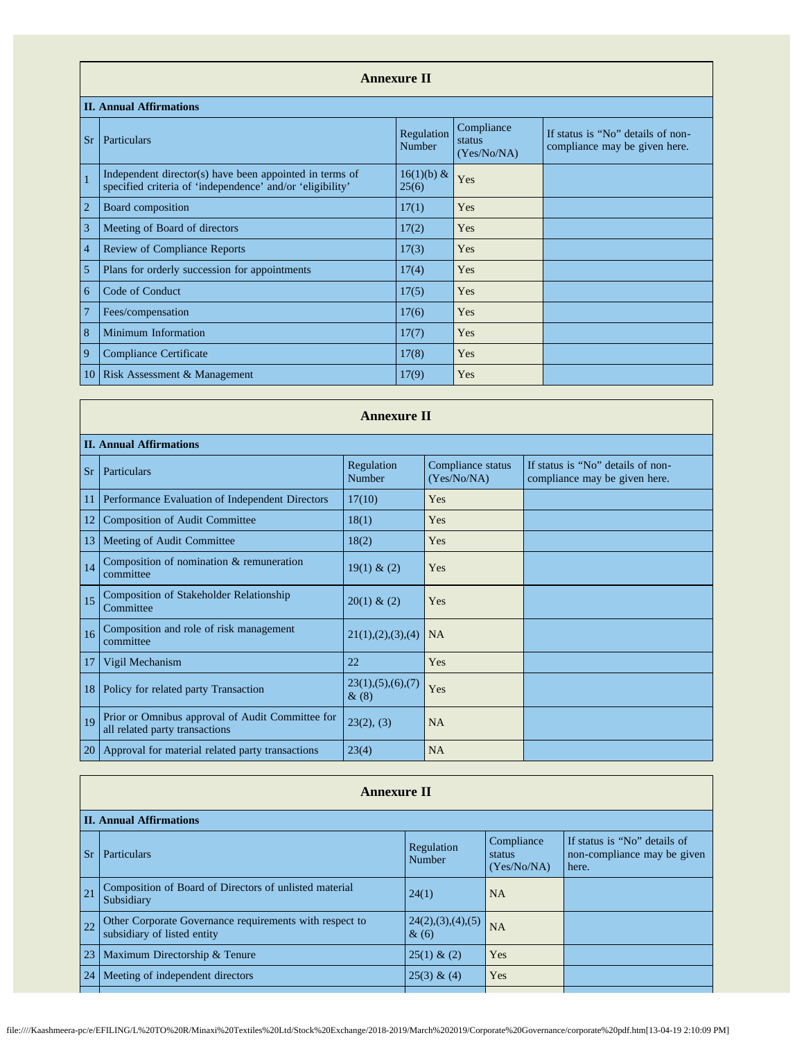## Annexure II

**II. Annual Affirmations**

| Sr | Particulars | Regulation Number | Compliance status (Yes/No/NA) | If status is "No" details of non-compliance may be given here. |
|---|---|---|---|---|
| 1 | Independent director(s) have been appointed in terms of specified criteria of 'independence' and/or 'eligibility' | 16(1)(b) & 25(6) | Yes | |
| 2 | Board composition | 17(1) | Yes | |
| 3 | Meeting of Board of directors | 17(2) | Yes | |
| 4 | Review of Compliance Reports | 17(3) | Yes | |
| 5 | Plans for orderly succession for appointments | 17(4) | Yes | |
| 6 | Code of Conduct | 17(5) | Yes | |
| 7 | Fees/compensation | 17(6) | Yes | |
| 8 | Minimum Information | 17(7) | Yes | |
| 9 | Compliance Certificate | 17(8) | Yes | |
| 10 | Risk Assessment & Management | 17(9) | Yes | |

## Annexure II

**II. Annual Affirmations**

| Sr | Particulars | Regulation Number | Compliance status (Yes/No/NA) | If status is "No" details of non-compliance may be given here. |
|---|---|---|---|---|
| 11 | Performance Evaluation of Independent Directors | 17(10) | Yes | |
| 12 | Composition of Audit Committee | 18(1) | Yes | |
| 13 | Meeting of Audit Committee | 18(2) | Yes | |
| 14 | Composition of nomination & remuneration committee | 19(1) & (2) | Yes | |
| 15 | Composition of Stakeholder Relationship Committee | 20(1) & (2) | Yes | |
| 16 | Composition and role of risk management committee | 21(1),(2),(3),(4) | NA | |
| 17 | Vigil Mechanism | 22 | Yes | |
| 18 | Policy for related party Transaction | 23(1),(5),(6),(7) & (8) | Yes | |
| 19 | Prior or Omnibus approval of Audit Committee for all related party transactions | 23(2), (3) | NA | |
| 20 | Approval for material related party transactions | 23(4) | NA | |

## Annexure II

**II. Annual Affirmations**

| Sr | Particulars | Regulation Number | Compliance status (Yes/No/NA) | If status is "No" details of non-compliance may be given here. |
|---|---|---|---|---|
| 21 | Composition of Board of Directors of unlisted material Subsidiary | 24(1) | NA | |
| 22 | Other Corporate Governance requirements with respect to subsidiary of listed entity | 24(2),(3),(4),(5) & (6) | NA | |
| 23 | Maximum Directorship & Tenure | 25(1) & (2) | Yes | |
| 24 | Meeting of independent directors | 25(3) & (4) | Yes | |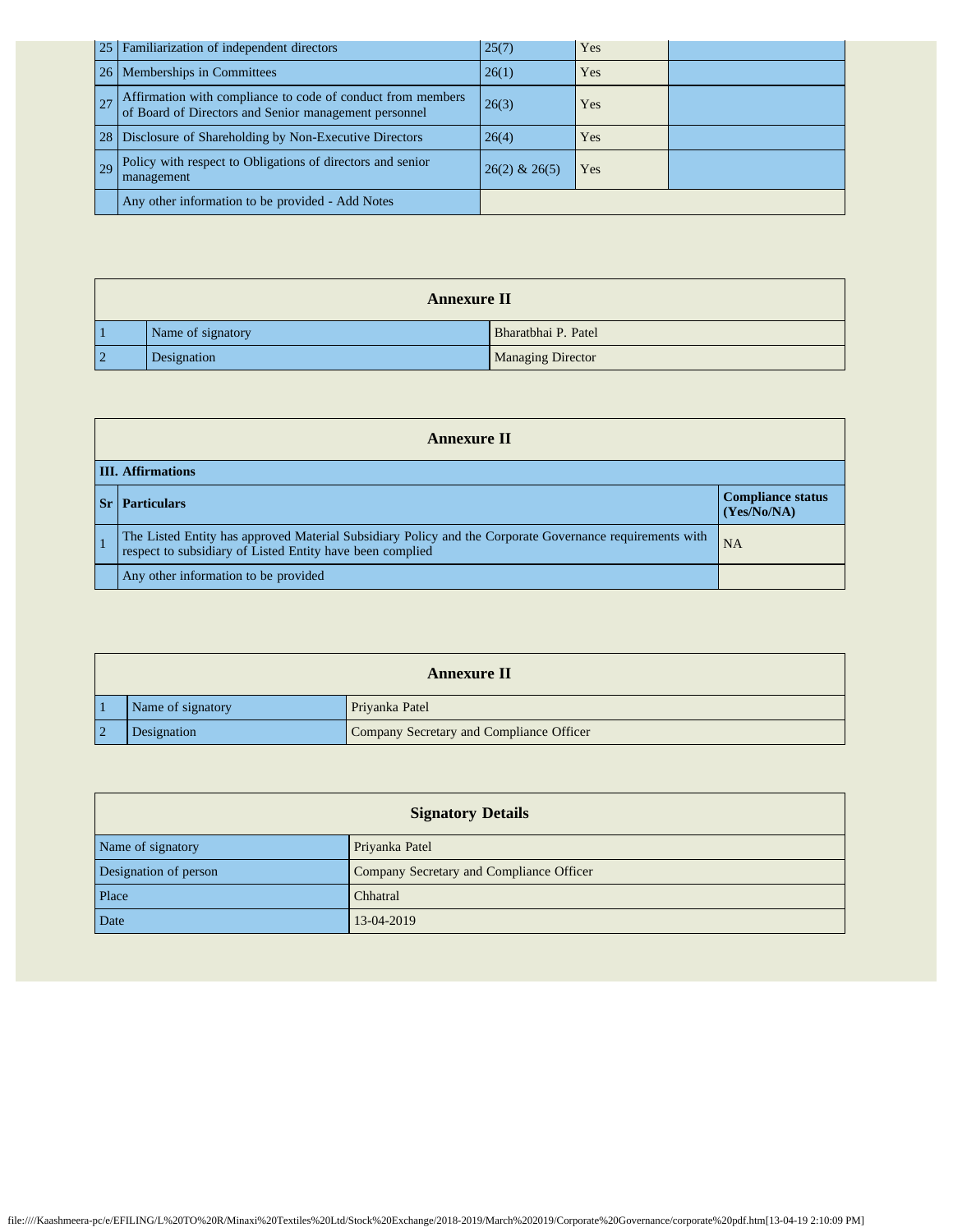| | | | | |
|---|---|---|---|---|
| 25 | Familiarization of independent directors | 25(7) | Yes | |
| 26 | Memberships in Committees | 26(1) | Yes | |
| 27 | Affirmation with compliance to code of conduct from members of Board of Directors and Senior management personnel | 26(3) | Yes | |
| 28 | Disclosure of Shareholding by Non-Executive Directors | 26(4) | Yes | |
| 29 | Policy with respect to Obligations of directors and senior management | 26(2) & 26(5) | Yes | |
| | Any other information to be provided - Add Notes | | | |

## Annexure II

| | | |
|---|---|---|
| 1 | Name of signatory | Bharatbhai P. Patel |
| 2 | Designation | Managing Director |

## Annexure II

**III. Affirmations**

| Sr | Particulars | Compliance status (Yes/No/NA) |
|---|---|---|
| 1 | The Listed Entity has approved Material Subsidiary Policy and the Corporate Governance requirements with respect to subsidiary of Listed Entity have been complied | NA |
| | Any other information to be provided | |

## Annexure II

| | | |
|---|---|---|
| 1 | Name of signatory | Priyanka Patel |
| 2 | Designation | Company Secretary and Compliance Officer |

## Signatory Details

| | |
|---|---|
| Name of signatory | Priyanka Patel |
| Designation of person | Company Secretary and Compliance Officer |
| Place | Chhatral |
| Date | 13-04-2019 |